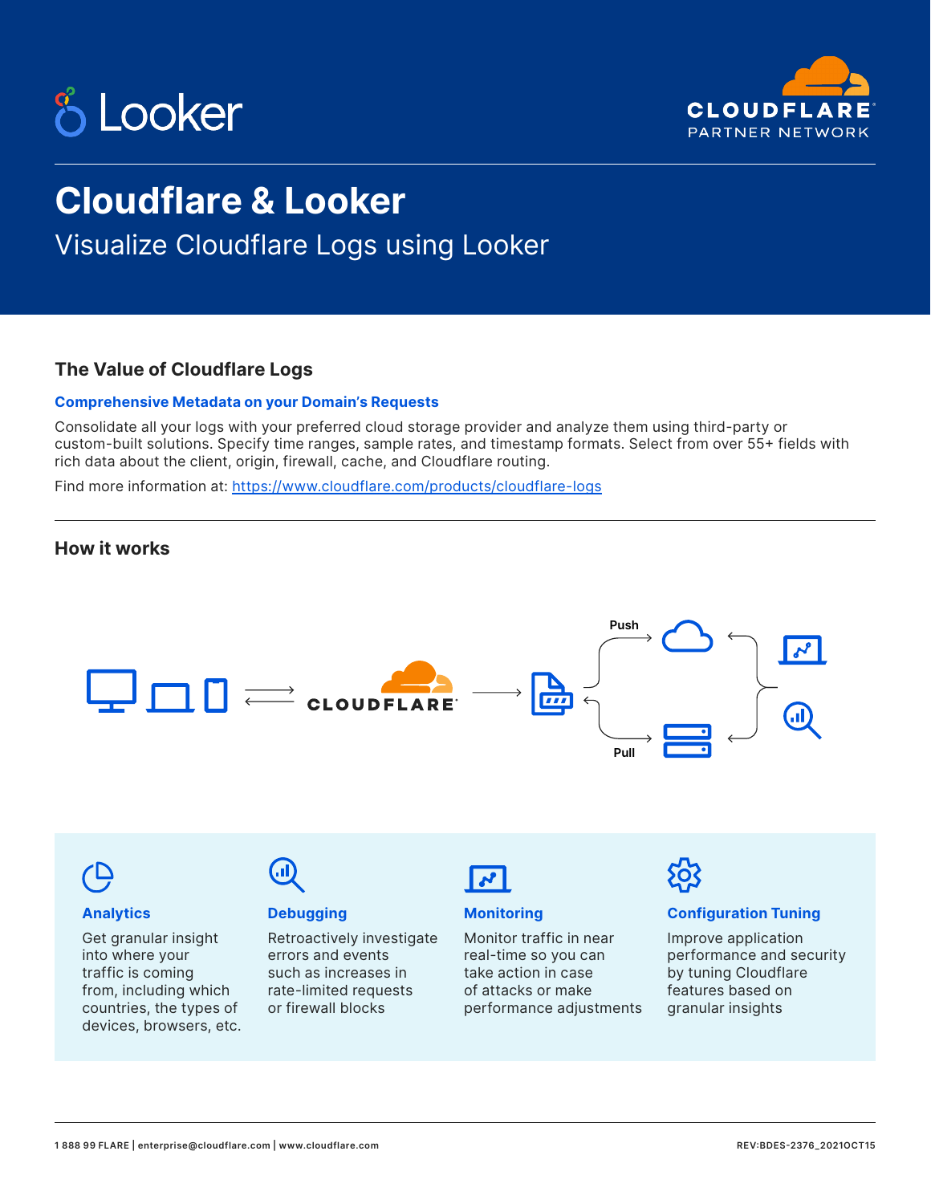# Cloudflare & Looker

## Visualize Cloudflare Logs using Looker

### The Value of Cloudflare Logs

**Comprehensive Metadata on your Domain's Requests**

Consolidate all your logs with your preferred cloud storage provider and analyze them using third-party or custom-built solutions. Specify time ranges, sample rates, and timestamp formats. Select from over 55+ fields with rich data about the client, origin, firewall, cache, and Cloudflare routing.

Find more information at: https://www.cloudflare.com/products/cloudflare-logs

### How it works

Push

Pull

**Analytics**

Get granular insight into where your traffic is coming from, including which countries, the types of devices, browsers, etc.

**Debugging**

Retroactively investigate errors and events such as increases in rate-limited requests or firewall blocks

**Monitoring**

Monitor traffic in near real-time so you can take action in case of attacks or make performance adjustments

**Configuration Tuning**

Improve application performance and security by tuning Cloudflare features based on granular insights

1 888 99 FLARE | enterprise@cloudflare.com | www.cloudflare.com

REV:BDES-2376_2021OCT15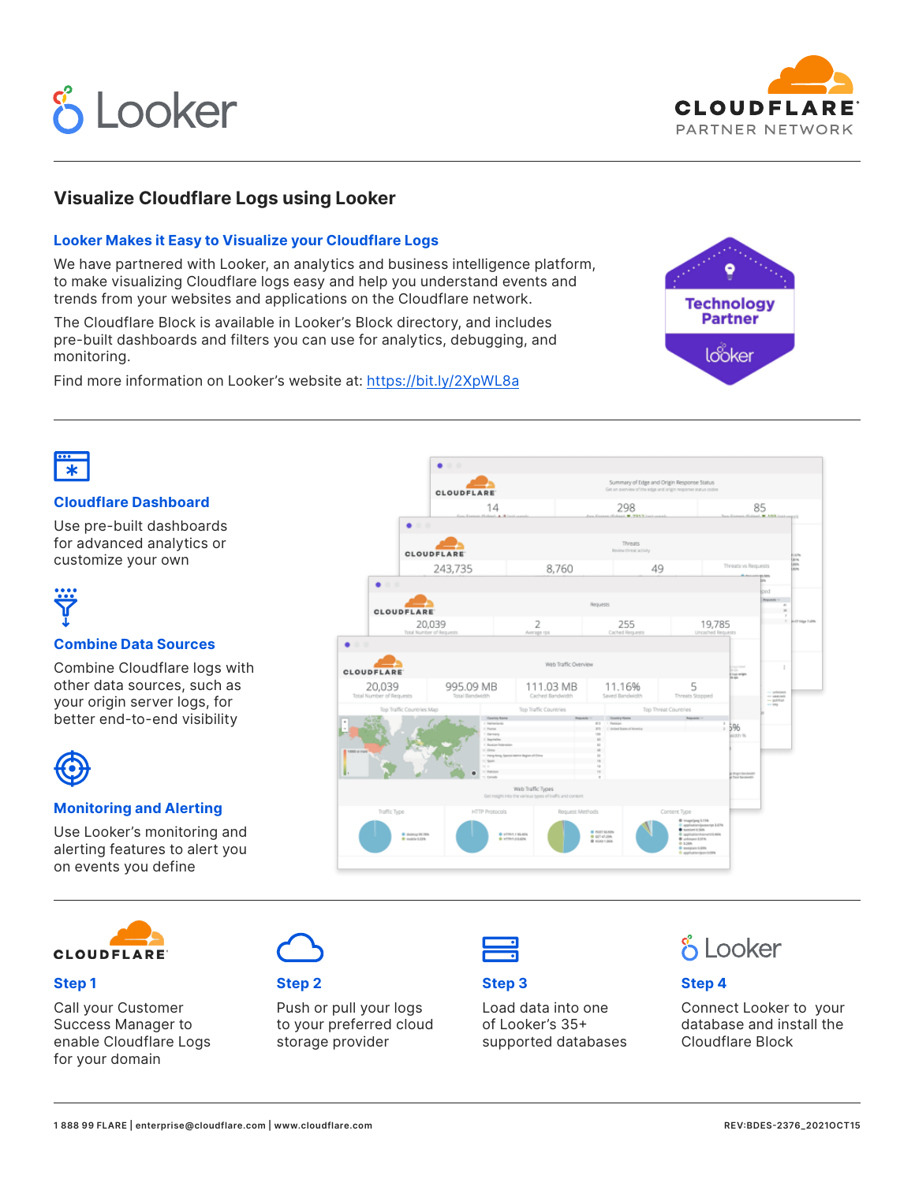# Visualize Cloudflare Logs using Looker

## Looker Makes it Easy to Visualize your Cloudflare Logs

We have partnered with Looker, an analytics and business intelligence platform, to make visualizing Cloudflare logs easy and help you understand events and trends from your websites and applications on the Cloudflare network.

The Cloudflare Block is available in Looker's Block directory, and includes pre-built dashboards and filters you can use for analytics, debugging, and monitoring.

Find more information on Looker's website at: https://bit.ly/2XpWL8a

### Cloudflare Dashboard

Use pre-built dashboards for advanced analytics or customize your own

### Combine Data Sources

Combine Cloudflare logs with other data sources, such as your origin server logs, for better end-to-end visibility

### Monitoring and Alerting

Use Looker's monitoring and alerting features to alert you on events you define

### Step 1

Call your Customer Success Manager to enable Cloudflare Logs for your domain

### Step 2

Push or pull your logs to your preferred cloud storage provider

### Step 3

Load data into one of Looker's 35+ supported databases

### Step 4

Connect Looker to your database and install the Cloudflare Block

1 888 99 FLARE | enterprise@cloudflare.com | www.cloudflare.com

REV:BDES-2376_2021OCT15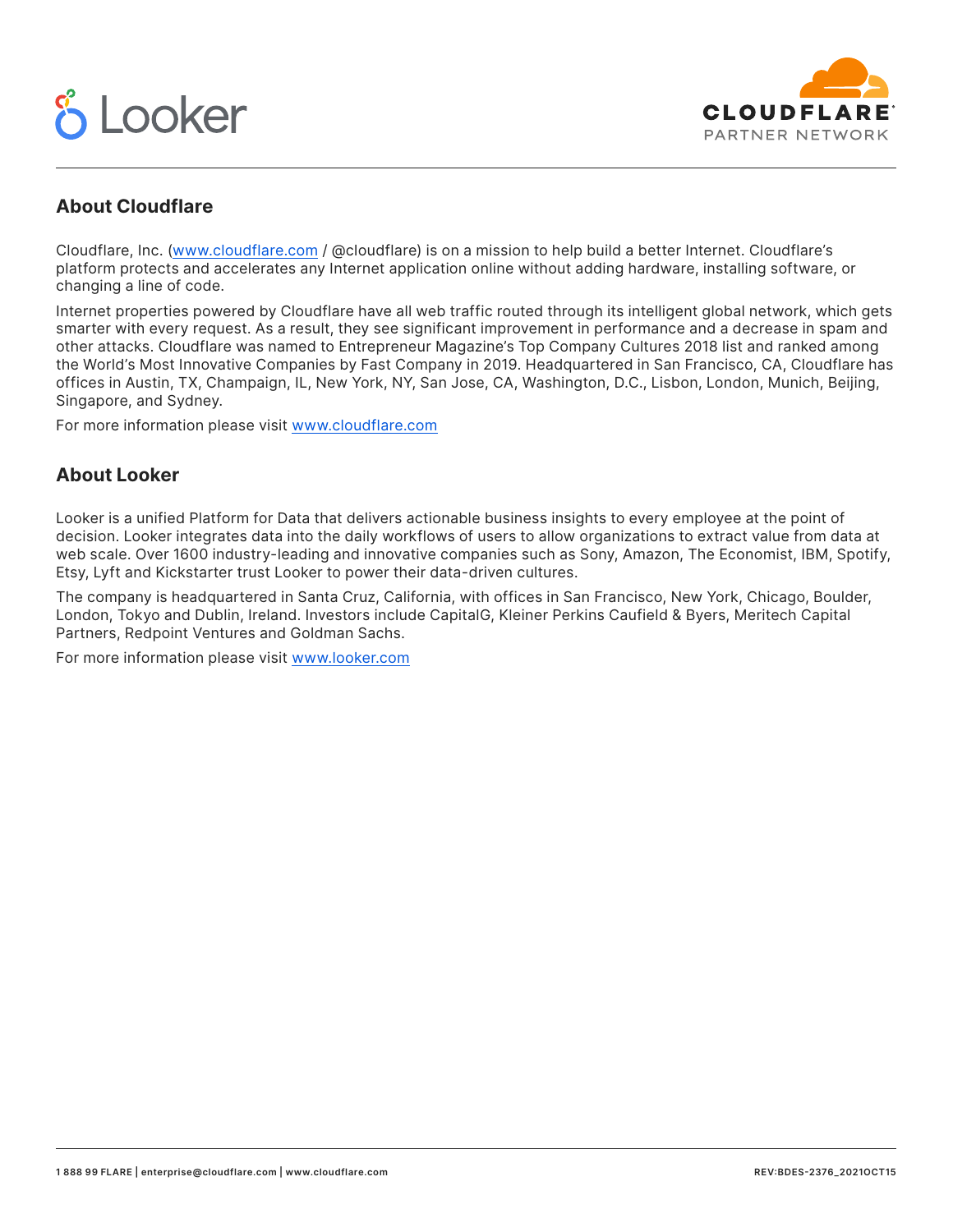## About Cloudflare

Cloudflare, Inc. (www.cloudflare.com / @cloudflare) is on a mission to help build a better Internet. Cloudflare's platform protects and accelerates any Internet application online without adding hardware, installing software, or changing a line of code.

Internet properties powered by Cloudflare have all web traffic routed through its intelligent global network, which gets smarter with every request. As a result, they see significant improvement in performance and a decrease in spam and other attacks. Cloudflare was named to Entrepreneur Magazine's Top Company Cultures 2018 list and ranked among the World's Most Innovative Companies by Fast Company in 2019. Headquartered in San Francisco, CA, Cloudflare has offices in Austin, TX, Champaign, IL, New York, NY, San Jose, CA, Washington, D.C., Lisbon, London, Munich, Beijing, Singapore, and Sydney.

For more information please visit www.cloudflare.com

## About Looker

Looker is a unified Platform for Data that delivers actionable business insights to every employee at the point of decision. Looker integrates data into the daily workflows of users to allow organizations to extract value from data at web scale. Over 1600 industry-leading and innovative companies such as Sony, Amazon, The Economist, IBM, Spotify, Etsy, Lyft and Kickstarter trust Looker to power their data-driven cultures.

The company is headquartered in Santa Cruz, California, with offices in San Francisco, New York, Chicago, Boulder, London, Tokyo and Dublin, Ireland. Investors include CapitalG, Kleiner Perkins Caufield & Byers, Meritech Capital Partners, Redpoint Ventures and Goldman Sachs.

For more information please visit www.looker.com